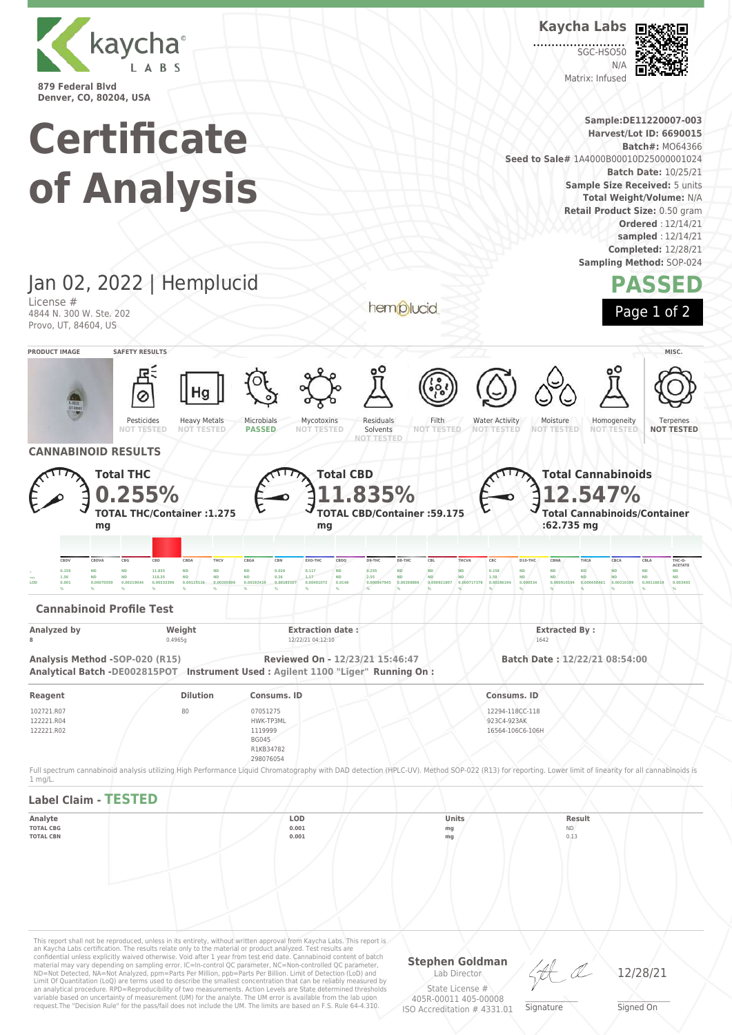# Certificate of Analysis

**Kaycha Labs**

879 Federal Blvd
Denver, CO, 80204, USA

Kaycha Labs
SGC-HSO50
N/A
Matrix: Infused

**Sample:** DE11220007-003
**Harvest/Lot ID:** 6690015
**Batch#:** MO64366
**Seed to Sale#** 1A4000B00010D25000001024
**Batch Date:** 10/25/21
**Sample Size Received:** 5 units
**Total Weight/Volume:** N/A
**Retail Product Size:** 0.50 gram
**Ordered** : 12/14/21
**sampled** : 12/14/21
**Completed:** 12/28/21
**Sampling Method:** SOP-024

## Jan 02, 2022 | Hemplucid

License #
4844 N. 300 W. Ste. 202
Provo, UT, 84604, US

**PASSED**

### PRODUCT IMAGE / SAFETY RESULTS / MISC.

| Pesticides | Heavy Metals | Microbials | Mycotoxins | Residuals Solvents | Filth | Water Activity | Moisture | Homogeneity | Terpenes |
|---|---|---|---|---|---|---|---|---|---|
| NOT TESTED | NOT TESTED | PASSED | NOT TESTED | NOT TESTED | NOT TESTED | NOT TESTED | NOT TESTED | NOT TESTED | NOT TESTED |

## CANNABINOID RESULTS

**Total THC**
**0.255%**
**TOTAL THC/Container :1.275 mg**

**Total CBD**
**11.835%**
**TOTAL CBD/Container :59.175 mg**

**Total Cannabinoids**
**12.547%**
**Total Cannabinoids/Container :62.735 mg**

| | CBDV | CBDVA | CBG | CBD | CBDA | THCV | CBGA | CBN | EXO-THC | CBDQ | D9-THC | D8-THC | CBL | THCVA | CBC | D10-THC | CBNA | THCA | CBCA | CBLA | THC-O-ACETATE |
|---|---|---|---|---|---|---|---|---|---|---|---|---|---|---|---|---|---|---|---|---|---|
| % | 0.156 | ND | ND | 11.835 | ND | ND | ND | 0.026 | 0.117 | ND | 0.255 | ND | ND | ND | 0.158 | ND | ND | ND | ND | ND | ND |
| mg/g | 1.56 | ND | ND | 118.35 | ND | ND | ND | 0.26 | 1.17 | ND | 2.55 | ND | ND | ND | 1.58 | ND | ND | ND | ND | ND | ND |
| LOD | 0.001 | 0.00070559 | 0.00219044 | 0.00333396 | 0.00125116 | 0.00205804 | 0.00192419 | 0.00183167 | 0.00401071 | 0.0148 | 0.000847945 | 0.00268888 | 0.000921807 | 0.000717378 | 0.00280194 | 0.000534 | 0.000910194 | 0.00045B461 | 0.00210199 | 0.00118619 | 0.003403 |
| | % | % | % | % | % | % | % | % | % | % | % | % | % | % | % | % | % | % | % | % | % |

### Cannabinoid Profile Test

| Analyzed by | Weight | Extraction date : | Extracted By : |
|---|---|---|---|
| 8 | 0.4965g | 12/22/21 04:12:10 | 1642 |

**Analysis Method -SOP-020 (R15)** **Reviewed On - 12/23/21 15:46:47** **Batch Date : 12/22/21 08:54:00**
**Analytical Batch -DE002815POT** **Instrument Used : Agilent 1100 "Liger"** **Running On :**

| Reagent | Dilution | Consums. ID | Consums. ID |
|---|---|---|---|
| 102721.R07<br>122221.R04<br>122221.R02 | 80 | 07051275<br>HWK-TP3ML<br>1119999<br>BG045<br>R1KB34782<br>298076054 | 12294-118CC-118<br>923C4-923AK<br>16564-106C6-106H |

Full spectrum cannabinoid analysis utilizing High Performance Liquid Chromatography with DAD detection (HPLC-UV). Method SOP-022 (R13) for reporting. Lower limit of linearity for all cannabinoids is 1 mg/L.

### Label Claim - TESTED

| Analyte | LOD | Units | Result |
|---|---|---|---|
| TOTAL CBG | 0.001 | mg | ND |
| TOTAL CBN | 0.001 | mg | 0.13 |

This report shall not be reproduced, in its entirety, without written approval from Kaycha Labs. This report is an Kaycha Labs certification. The results relate only to the material or product analyzed. Test results are confidential unless explicitly waived otherwise. Void after 1 year from test end date. Cannabinoid content of batch material may vary depending on sampling error. IC=In-control QC parameter, NC=Non-controlled QC parameter, ND=Not Detected, NA=Not Analyzed, ppm=Parts Per Million, ppb=Parts Per Billion. Limit of Detection (LoD) and Limit Of Quantitation (LoQ) are terms used to describe the smallest concentration that can be reliably measured by an analytical procedure. RPD=Reproducibility of two measurements. Action Levels are State determined thresholds variable based on uncertainty of measurement (UM) for the analyte. The UM error is available from the lab upon request.The "Decision Rule" for the pass/fail does not include the UM. The limits are based on F.S. Rule 64-4.310.

**Stephen Goldman**
Lab Director
State License #
405R-00011 405-00008
ISO Accreditation # 4331.01

Signature

12/28/21
Signed On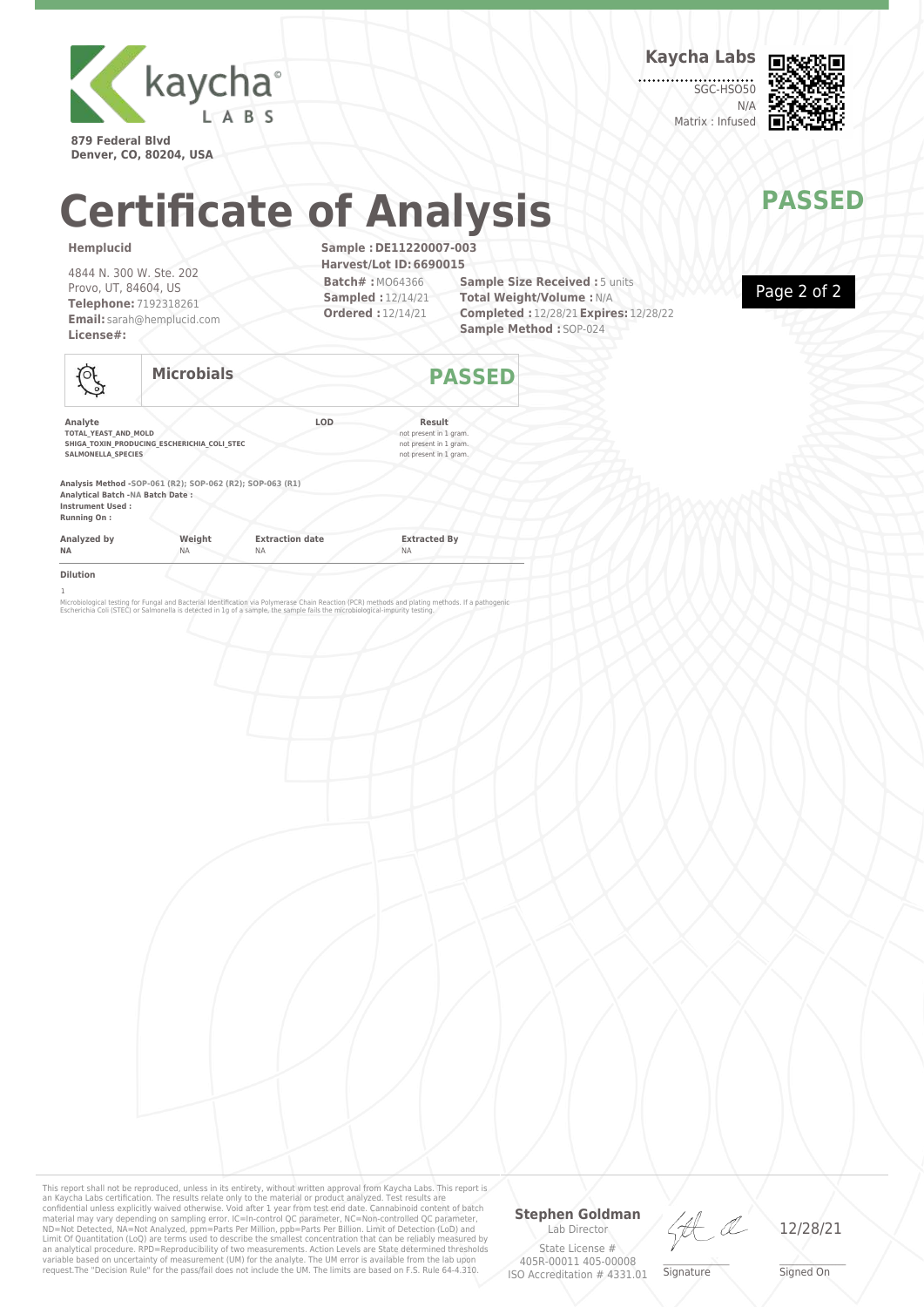879 Federal Blvd
Denver, CO, 80204, USA

**Kaycha Labs**

SGC-HSO50
N/A
Matrix : Infused

# Certificate of Analysis

## PASSED

**Hemplucid**

4844 N. 300 W. Ste. 202
Provo, UT, 84604, US
**Telephone:** 7192318261
**Email:** sarah@hemplucid.com
**License#:**

**Sample : DE11220007-003**
**Harvest/Lot ID: 6690015**
**Batch# :** MO64366
**Sampled :** 12/14/21
**Ordered :** 12/14/21
**Sample Size Received :** 5 units
**Total Weight/Volume :** N/A
**Completed :** 12/28/21 **Expires:** 12/28/22
**Sample Method :** SOP-024

## Microbials — PASSED

| Analyte | LOD | Result |
|---|---|---|
| TOTAL_YEAST_AND_MOLD | | not present in 1 gram. |
| SHIGA_TOXIN_PRODUCING_ESCHERICHIA_COLI_STEC | | not present in 1 gram. |
| SALMONELLA_SPECIES | | not present in 1 gram. |

**Analysis Method -SOP-061 (R2); SOP-062 (R2); SOP-063 (R1)**
**Analytical Batch -NA Batch Date :**
**Instrument Used :**
**Running On :**

| Analyzed by | Weight | Extraction date | Extracted By |
|---|---|---|---|
| NA | NA | NA | NA |

**Dilution**

1

Microbiological testing for Fungal and Bacterial Identification via Polymerase Chain Reaction (PCR) methods and plating methods. If a pathogenic Escherichia Coli (STEC) or Salmonella is detected in 1g of a sample, the sample fails the microbiological-impurity testing.

This report shall not be reproduced, unless in its entirety, without written approval from Kaycha Labs. This report is an Kaycha Labs certification. The results relate only to the material or product analyzed. Test results are confidential unless explicitly waived otherwise. Void after 1 year from test end date. Cannabinoid content of batch material may vary depending on sampling error. IC=In-control QC parameter, NC=Non-controlled QC parameter, ND=Not Detected, NA=Not Analyzed, ppm=Parts Per Million, ppb=Parts Per Billion. Limit of Detection (LoD) and Limit Of Quantitation (LoQ) are terms used to describe the smallest concentration that can be reliably measured by an analytical procedure. RPD=Reproducibility of two measurements. Action Levels are State determined thresholds variable based on uncertainty of measurement (UM) for the analyte. The UM error is available from the lab upon request.The "Decision Rule" for the pass/fail does not include the UM. The limits are based on F.S. Rule 64-4.310.

**Stephen Goldman**
Lab Director
State License #
405R-00011 405-00008
ISO Accreditation # 4331.01

Signature

12/28/21
Signed On